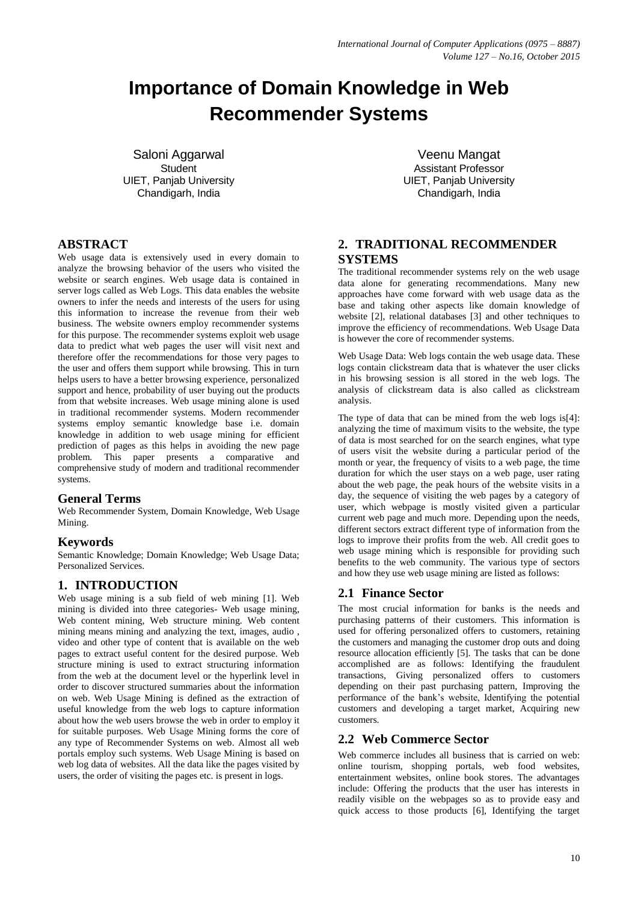# Importance of Domain Knowledge in Web Recommender Systems

Saloni Aggarwal
Student
UIET, Panjab University
Chandigarh, India

Veenu Mangat
Assistant Professor
UIET, Panjab University
Chandigarh, India

## ABSTRACT

Web usage data is extensively used in every domain to analyze the browsing behavior of the users who visited the website or search engines. Web usage data is contained in server logs called as Web Logs. This data enables the website owners to infer the needs and interests of the users for using this information to increase the revenue from their web business. The website owners employ recommender systems for this purpose. The recommender systems exploit web usage data to predict what web pages the user will visit next and therefore offer the recommendations for those very pages to the user and offers them support while browsing. This in turn helps users to have a better browsing experience, personalized support and hence, probability of user buying out the products from that website increases. Web usage mining alone is used in traditional recommender systems. Modern recommender systems employ semantic knowledge base i.e. domain knowledge in addition to web usage mining for efficient prediction of pages as this helps in avoiding the new page problem. This paper presents a comparative and comprehensive study of modern and traditional recommender systems.

### General Terms

Web Recommender System, Domain Knowledge, Web Usage Mining.

### Keywords

Semantic Knowledge; Domain Knowledge; Web Usage Data; Personalized Services.

## 1. INTRODUCTION

Web usage mining is a sub field of web mining [1]. Web mining is divided into three categories- Web usage mining, Web content mining, Web structure mining. Web content mining means mining and analyzing the text, images, audio , video and other type of content that is available on the web pages to extract useful content for the desired purpose. Web structure mining is used to extract structuring information from the web at the document level or the hyperlink level in order to discover structured summaries about the information on web. Web Usage Mining is defined as the extraction of useful knowledge from the web logs to capture information about how the web users browse the web in order to employ it for suitable purposes. Web Usage Mining forms the core of any type of Recommender Systems on web. Almost all web portals employ such systems. Web Usage Mining is based on web log data of websites. All the data like the pages visited by users, the order of visiting the pages etc. is present in logs.

## 2. TRADITIONAL RECOMMENDER SYSTEMS

The traditional recommender systems rely on the web usage data alone for generating recommendations. Many new approaches have come forward with web usage data as the base and taking other aspects like domain knowledge of website [2], relational databases [3] and other techniques to improve the efficiency of recommendations. Web Usage Data is however the core of recommender systems.

Web Usage Data: Web logs contain the web usage data. These logs contain clickstream data that is whatever the user clicks in his browsing session is all stored in the web logs. The analysis of clickstream data is also called as clickstream analysis.

The type of data that can be mined from the web logs is[4]: analyzing the time of maximum visits to the website, the type of data is most searched for on the search engines, what type of users visit the website during a particular period of the month or year, the frequency of visits to a web page, the time duration for which the user stays on a web page, user rating about the web page, the peak hours of the website visits in a day, the sequence of visiting the web pages by a category of user, which webpage is mostly visited given a particular current web page and much more. Depending upon the needs, different sectors extract different type of information from the logs to improve their profits from the web. All credit goes to web usage mining which is responsible for providing such benefits to the web community. The various type of sectors and how they use web usage mining are listed as follows:

### 2.1 Finance Sector

The most crucial information for banks is the needs and purchasing patterns of their customers. This information is used for offering personalized offers to customers, retaining the customers and managing the customer drop outs and doing resource allocation efficiently [5]. The tasks that can be done accomplished are as follows: Identifying the fraudulent transactions, Giving personalized offers to customers depending on their past purchasing pattern, Improving the performance of the bank's website, Identifying the potential customers and developing a target market, Acquiring new customers.

### 2.2 Web Commerce Sector

Web commerce includes all business that is carried on web: online tourism, shopping portals, web food websites, entertainment websites, online book stores. The advantages include: Offering the products that the user has interests in readily visible on the webpages so as to provide easy and quick access to those products [6], Identifying the target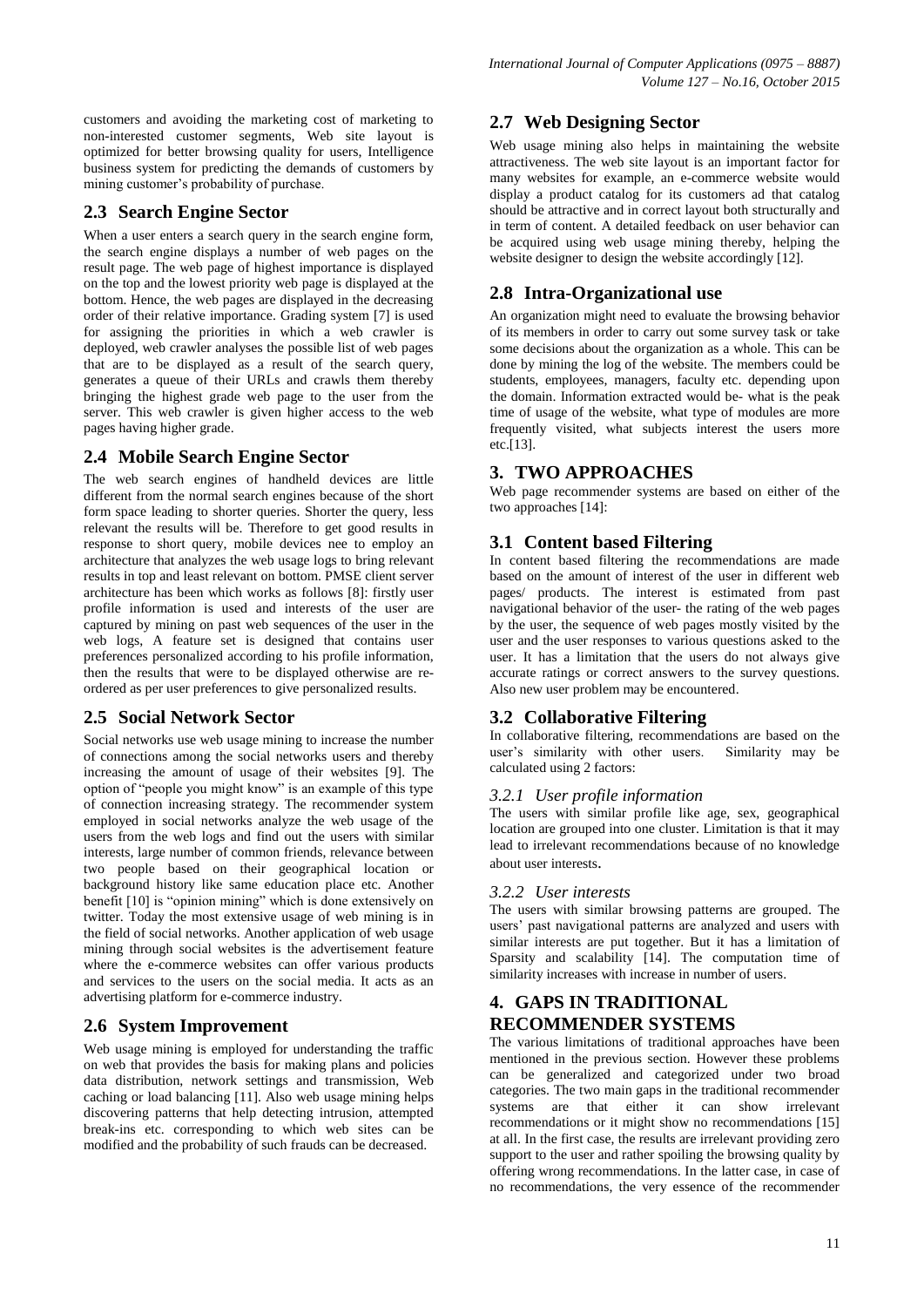customers and avoiding the marketing cost of marketing to non-interested customer segments, Web site layout is optimized for better browsing quality for users, Intelligence business system for predicting the demands of customers by mining customer's probability of purchase.

## 2.3 Search Engine Sector

When a user enters a search query in the search engine form, the search engine displays a number of web pages on the result page. The web page of highest importance is displayed on the top and the lowest priority web page is displayed at the bottom. Hence, the web pages are displayed in the decreasing order of their relative importance. Grading system [7] is used for assigning the priorities in which a web crawler is deployed, web crawler analyses the possible list of web pages that are to be displayed as a result of the search query, generates a queue of their URLs and crawls them thereby bringing the highest grade web page to the user from the server. This web crawler is given higher access to the web pages having higher grade.

## 2.4 Mobile Search Engine Sector

The web search engines of handheld devices are little different from the normal search engines because of the short form space leading to shorter queries. Shorter the query, less relevant the results will be. Therefore to get good results in response to short query, mobile devices nee to employ an architecture that analyzes the web usage logs to bring relevant results in top and least relevant on bottom. PMSE client server architecture has been which works as follows [8]: firstly user profile information is used and interests of the user are captured by mining on past web sequences of the user in the web logs, A feature set is designed that contains user preferences personalized according to his profile information, then the results that were to be displayed otherwise are re-ordered as per user preferences to give personalized results.

## 2.5 Social Network Sector

Social networks use web usage mining to increase the number of connections among the social networks users and thereby increasing the amount of usage of their websites [9]. The option of "people you might know" is an example of this type of connection increasing strategy. The recommender system employed in social networks analyze the web usage of the users from the web logs and find out the users with similar interests, large number of common friends, relevance between two people based on their geographical location or background history like same education place etc. Another benefit [10] is "opinion mining" which is done extensively on twitter. Today the most extensive usage of web mining is in the field of social networks. Another application of web usage mining through social websites is the advertisement feature where the e-commerce websites can offer various products and services to the users on the social media. It acts as an advertising platform for e-commerce industry.

## 2.6 System Improvement

Web usage mining is employed for understanding the traffic on web that provides the basis for making plans and policies data distribution, network settings and transmission, Web caching or load balancing [11]. Also web usage mining helps discovering patterns that help detecting intrusion, attempted break-ins etc. corresponding to which web sites can be modified and the probability of such frauds can be decreased.

## 2.7 Web Designing Sector

Web usage mining also helps in maintaining the website attractiveness. The web site layout is an important factor for many websites for example, an e-commerce website would display a product catalog for its customers ad that catalog should be attractive and in correct layout both structurally and in term of content. A detailed feedback on user behavior can be acquired using web usage mining thereby, helping the website designer to design the website accordingly [12].

## 2.8 Intra-Organizational use

An organization might need to evaluate the browsing behavior of its members in order to carry out some survey task or take some decisions about the organization as a whole. This can be done by mining the log of the website. The members could be students, employees, managers, faculty etc. depending upon the domain. Information extracted would be- what is the peak time of usage of the website, what type of modules are more frequently visited, what subjects interest the users more etc.[13].

# 3. TWO APPROACHES

Web page recommender systems are based on either of the two approaches [14]:

## 3.1 Content based Filtering

In content based filtering the recommendations are made based on the amount of interest of the user in different web pages/ products. The interest is estimated from past navigational behavior of the user- the rating of the web pages by the user, the sequence of web pages mostly visited by the user and the user responses to various questions asked to the user. It has a limitation that the users do not always give accurate ratings or correct answers to the survey questions. Also new user problem may be encountered.

## 3.2 Collaborative Filtering

In collaborative filtering, recommendations are based on the user's similarity with other users. Similarity may be calculated using 2 factors:

### *3.2.1 User profile information*

The users with similar profile like age, sex, geographical location are grouped into one cluster. Limitation is that it may lead to irrelevant recommendations because of no knowledge about user interests.

### *3.2.2 User interests*

The users with similar browsing patterns are grouped. The users' past navigational patterns are analyzed and users with similar interests are put together. But it has a limitation of Sparsity and scalability [14]. The computation time of similarity increases with increase in number of users.

# 4. GAPS IN TRADITIONAL RECOMMENDER SYSTEMS

The various limitations of traditional approaches have been mentioned in the previous section. However these problems can be generalized and categorized under two broad categories. The two main gaps in the traditional recommender systems are that either it can show irrelevant recommendations or it might show no recommendations [15] at all. In the first case, the results are irrelevant providing zero support to the user and rather spoiling the browsing quality by offering wrong recommendations. In the latter case, in case of no recommendations, the very essence of the recommender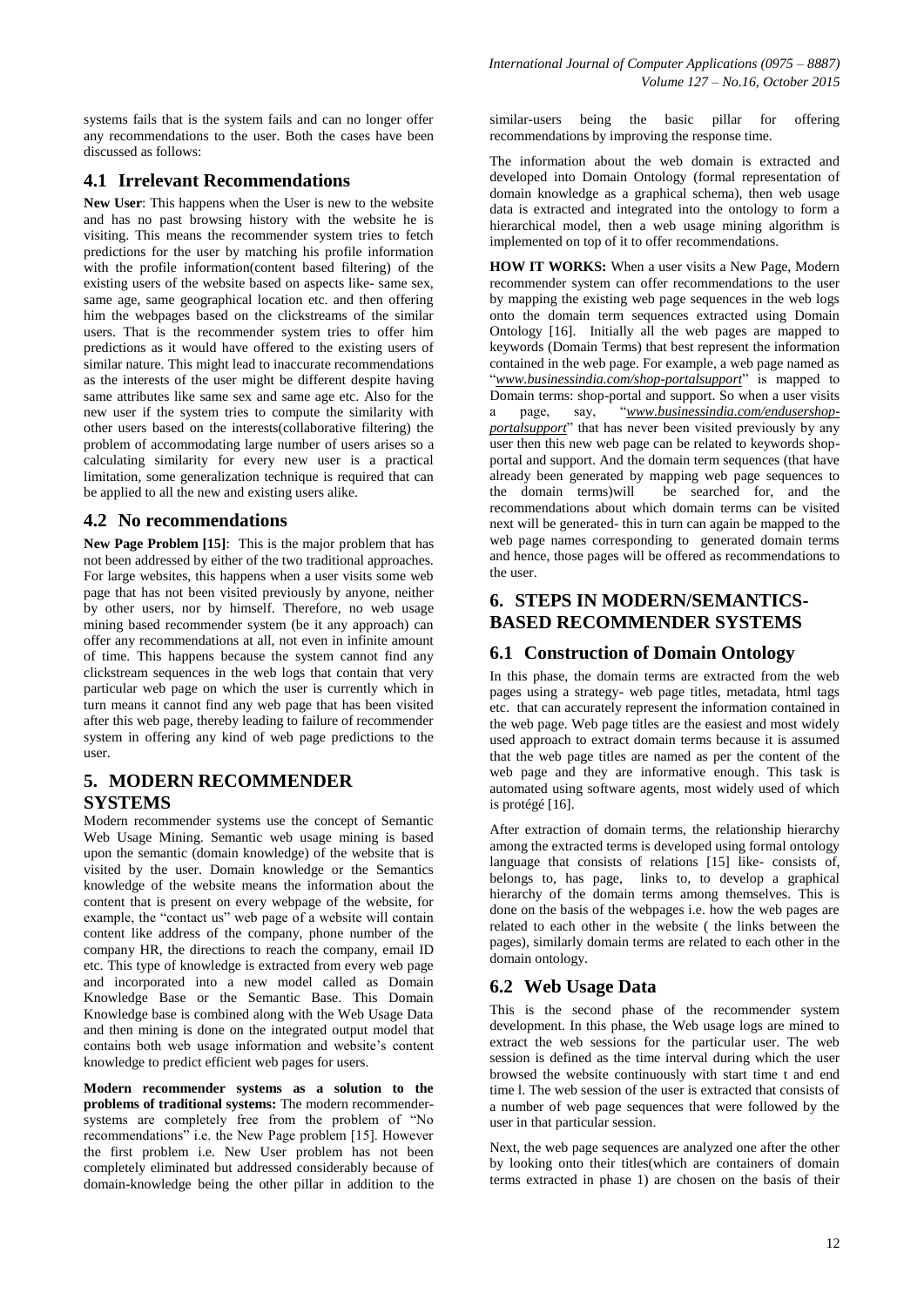systems fails that is the system fails and can no longer offer any recommendations to the user. Both the cases have been discussed as follows:

## 4.1 Irrelevant Recommendations

**New User**: This happens when the User is new to the website and has no past browsing history with the website he is visiting. This means the recommender system tries to fetch predictions for the user by matching his profile information with the profile information(content based filtering) of the existing users of the website based on aspects like- same sex, same age, same geographical location etc. and then offering him the webpages based on the clickstreams of the similar users. That is the recommender system tries to offer him predictions as it would have offered to the existing users of similar nature. This might lead to inaccurate recommendations as the interests of the user might be different despite having same attributes like same sex and same age etc. Also for the new user if the system tries to compute the similarity with other users based on the interests(collaborative filtering) the problem of accommodating large number of users arises so a calculating similarity for every new user is a practical limitation, some generalization technique is required that can be applied to all the new and existing users alike.

## 4.2 No recommendations

**New Page Problem [15]**: This is the major problem that has not been addressed by either of the two traditional approaches. For large websites, this happens when a user visits some web page that has not been visited previously by anyone, neither by other users, nor by himself. Therefore, no web usage mining based recommender system (be it any approach) can offer any recommendations at all, not even in infinite amount of time. This happens because the system cannot find any clickstream sequences in the web logs that contain that very particular web page on which the user is currently which in turn means it cannot find any web page that has been visited after this web page, thereby leading to failure of recommender system in offering any kind of web page predictions to the user.

# 5. MODERN RECOMMENDER SYSTEMS

Modern recommender systems use the concept of Semantic Web Usage Mining. Semantic web usage mining is based upon the semantic (domain knowledge) of the website that is visited by the user. Domain knowledge or the Semantics knowledge of the website means the information about the content that is present on every webpage of the website, for example, the "contact us" web page of a website will contain content like address of the company, phone number of the company HR, the directions to reach the company, email ID etc. This type of knowledge is extracted from every web page and incorporated into a new model called as Domain Knowledge Base or the Semantic Base. This Domain Knowledge base is combined along with the Web Usage Data and then mining is done on the integrated output model that contains both web usage information and website's content knowledge to predict efficient web pages for users.

**Modern recommender systems as a solution to the problems of traditional systems:** The modern recommender-systems are completely free from the problem of "No recommendations" i.e. the New Page problem [15]. However the first problem i.e. New User problem has not been completely eliminated but addressed considerably because of domain-knowledge being the other pillar in addition to the similar-users being the basic pillar for offering recommendations by improving the response time.

The information about the web domain is extracted and developed into Domain Ontology (formal representation of domain knowledge as a graphical schema), then web usage data is extracted and integrated into the ontology to form a hierarchical model, then a web usage mining algorithm is implemented on top of it to offer recommendations.

**HOW IT WORKS:** When a user visits a New Page, Modern recommender system can offer recommendations to the user by mapping the existing web page sequences in the web logs onto the domain term sequences extracted using Domain Ontology [16]. Initially all the web pages are mapped to keywords (Domain Terms) that best represent the information contained in the web page. For example, a web page named as "*www.businessindia.com/shop-portalsupport*" is mapped to Domain terms: shop-portal and support. So when a user visits a page, say, "*www.businessindia.com/endusershop-portalsupport*" that has never been visited previously by any user then this new web page can be related to keywords shop-portal and support. And the domain term sequences (that have already been generated by mapping web page sequences to the domain terms)will be searched for, and the recommendations about which domain terms can be visited next will be generated- this in turn can again be mapped to the web page names corresponding to generated domain terms and hence, those pages will be offered as recommendations to the user.

# 6. STEPS IN MODERN/SEMANTICS-BASED RECOMMENDER SYSTEMS

## 6.1 Construction of Domain Ontology

In this phase, the domain terms are extracted from the web pages using a strategy- web page titles, metadata, html tags etc. that can accurately represent the information contained in the web page. Web page titles are the easiest and most widely used approach to extract domain terms because it is assumed that the web page titles are named as per the content of the web page and they are informative enough. This task is automated using software agents, most widely used of which is protégé [16].

After extraction of domain terms, the relationship hierarchy among the extracted terms is developed using formal ontology language that consists of relations [15] like- consists of, belongs to, has page, links to, to develop a graphical hierarchy of the domain terms among themselves. This is done on the basis of the webpages i.e. how the web pages are related to each other in the website ( the links between the pages), similarly domain terms are related to each other in the domain ontology.

## 6.2 Web Usage Data

This is the second phase of the recommender system development. In this phase, the Web usage logs are mined to extract the web sessions for the particular user. The web session is defined as the time interval during which the user browsed the website continuously with start time t and end time l. The web session of the user is extracted that consists of a number of web page sequences that were followed by the user in that particular session.

Next, the web page sequences are analyzed one after the other by looking onto their titles(which are containers of domain terms extracted in phase 1) are chosen on the basis of their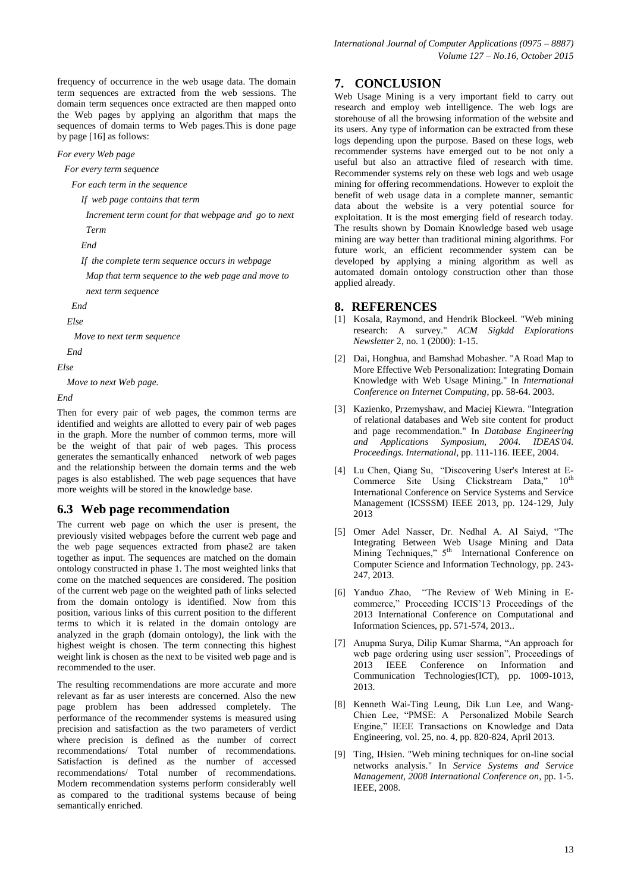frequency of occurrence in the web usage data. The domain term sequences are extracted from the web sessions. The domain term sequences once extracted are then mapped onto the Web pages by applying an algorithm that maps the sequences of domain terms to Web pages.This is done page by page [16] as follows:

*For every Web page*

*For every term sequence*

*For each term in the sequence*

*If web page contains that term*

*Increment term count for that webpage and go to next Term*

*End*

*If the complete term sequence occurs in webpage*

*Map that term sequence to the web page and move to next term sequence*

*End*

*Else*

*Move to next term sequence*

*End*

*Else*

*Move to next Web page.*

*End*

Then for every pair of web pages, the common terms are identified and weights are allotted to every pair of web pages in the graph. More the number of common terms, more will be the weight of that pair of web pages. This process generates the semantically enhanced network of web pages and the relationship between the domain terms and the web pages is also established. The web page sequences that have more weights will be stored in the knowledge base.

## 6.3 Web page recommendation

The current web page on which the user is present, the previously visited webpages before the current web page and the web page sequences extracted from phase2 are taken together as input. The sequences are matched on the domain ontology constructed in phase 1. The most weighted links that come on the matched sequences are considered. The position of the current web page on the weighted path of links selected from the domain ontology is identified. Now from this position, various links of this current position to the different terms to which it is related in the domain ontology are analyzed in the graph (domain ontology), the link with the highest weight is chosen. The term connecting this highest weight link is chosen as the next to be visited web page and is recommended to the user.

The resulting recommendations are more accurate and more relevant as far as user interests are concerned. Also the new page problem has been addressed completely. The performance of the recommender systems is measured using precision and satisfaction as the two parameters of verdict where precision is defined as the number of correct recommendations/ Total number of recommendations. Satisfaction is defined as the number of accessed recommendations/ Total number of recommendations. Modern recommendation systems perform considerably well as compared to the traditional systems because of being semantically enriched.

# 7. CONCLUSION

Web Usage Mining is a very important field to carry out research and employ web intelligence. The web logs are storehouse of all the browsing information of the website and its users. Any type of information can be extracted from these logs depending upon the purpose. Based on these logs, web recommender systems have emerged out to be not only a useful but also an attractive filed of research with time. Recommender systems rely on these web logs and web usage mining for offering recommendations. However to exploit the benefit of web usage data in a complete manner, semantic data about the website is a very potential source for exploitation. It is the most emerging field of research today. The results shown by Domain Knowledge based web usage mining are way better than traditional mining algorithms. For future work, an efficient recommender system can be developed by applying a mining algorithm as well as automated domain ontology construction other than those applied already.

# 8. REFERENCES

[1] Kosala, Raymond, and Hendrik Blockeel. "Web mining research: A survey." *ACM Sigkdd Explorations Newsletter* 2, no. 1 (2000): 1-15.

[2] Dai, Honghua, and Bamshad Mobasher. "A Road Map to More Effective Web Personalization: Integrating Domain Knowledge with Web Usage Mining." In *International Conference on Internet Computing*, pp. 58-64. 2003.

[3] Kazienko, Przemyshaw, and Maciej Kiewra. "Integration of relational databases and Web site content for product and page recommendation." In *Database Engineering and Applications Symposium, 2004. IDEAS'04. Proceedings. International*, pp. 111-116. IEEE, 2004.

[4] Lu Chen, Qiang Su, "Discovering User's Interest at E-Commerce Site Using Clickstream Data," 10th International Conference on Service Systems and Service Management (ICSSSM) IEEE 2013, pp. 124-129, July 2013

[5] Omer Adel Nasser, Dr. Nedhal A. Al Saiyd, "The Integrating Between Web Usage Mining and Data Mining Techniques," 5th International Conference on Computer Science and Information Technology, pp. 243-247, 2013.

[6] Yanduo Zhao, "The Review of Web Mining in E-commerce," Proceeding ICCIS'13 Proceedings of the 2013 International Conference on Computational and Information Sciences, pp. 571-574, 2013..

[7] Anupma Surya, Dilip Kumar Sharma, "An approach for web page ordering using user session", Proceedings of 2013 IEEE Conference on Information and Communication Technologies(ICT), pp. 1009-1013, 2013.

[8] Kenneth Wai-Ting Leung, Dik Lun Lee, and Wang-Chien Lee, "PMSE: A Personalized Mobile Search Engine," IEEE Transactions on Knowledge and Data Engineering, vol. 25, no. 4, pp. 820-824, April 2013.

[9] Ting, IHsien. "Web mining techniques for on-line social networks analysis." In *Service Systems and Service Management, 2008 International Conference on*, pp. 1-5. IEEE, 2008.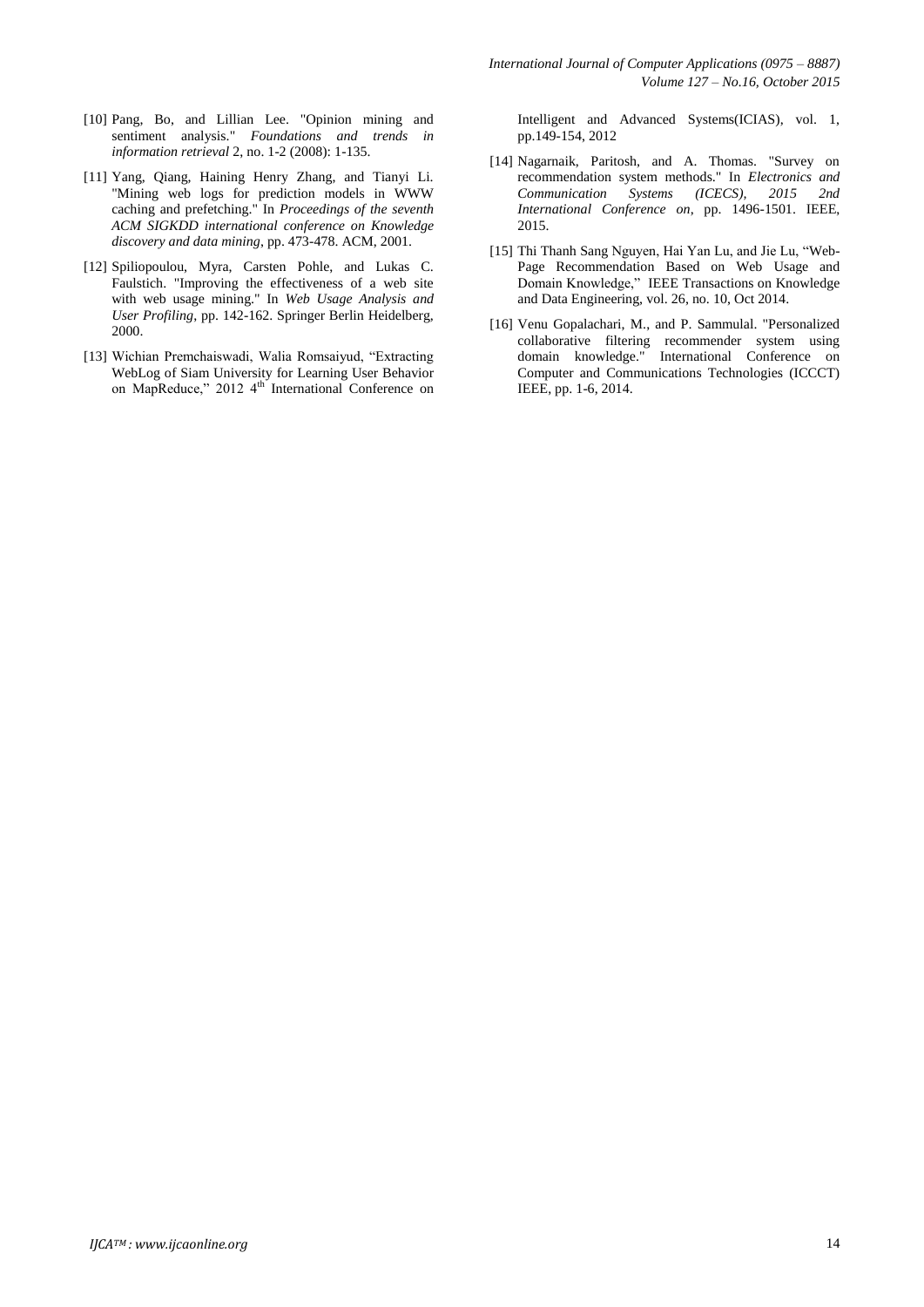[10] Pang, Bo, and Lillian Lee. "Opinion mining and sentiment analysis." *Foundations and trends in information retrieval* 2, no. 1-2 (2008): 1-135.

[11] Yang, Qiang, Haining Henry Zhang, and Tianyi Li. "Mining web logs for prediction models in WWW caching and prefetching." In *Proceedings of the seventh ACM SIGKDD international conference on Knowledge discovery and data mining*, pp. 473-478. ACM, 2001.

[12] Spiliopoulou, Myra, Carsten Pohle, and Lukas C. Faulstich. "Improving the effectiveness of a web site with web usage mining." In *Web Usage Analysis and User Profiling*, pp. 142-162. Springer Berlin Heidelberg, 2000.

[13] Wichian Premchaiswadi, Walia Romsaiyud, "Extracting WebLog of Siam University for Learning User Behavior on MapReduce," 2012 4th International Conference on Intelligent and Advanced Systems(ICIAS), vol. 1, pp.149-154, 2012

[14] Nagarnaik, Paritosh, and A. Thomas. "Survey on recommendation system methods." In *Electronics and Communication Systems (ICECS), 2015 2nd International Conference on*, pp. 1496-1501. IEEE, 2015.

[15] Thi Thanh Sang Nguyen, Hai Yan Lu, and Jie Lu, "Web-Page Recommendation Based on Web Usage and Domain Knowledge," IEEE Transactions on Knowledge and Data Engineering, vol. 26, no. 10, Oct 2014.

[16] Venu Gopalachari, M., and P. Sammulal. "Personalized collaborative filtering recommender system using domain knowledge." International Conference on Computer and Communications Technologies (ICCCT) IEEE, pp. 1-6, 2014.